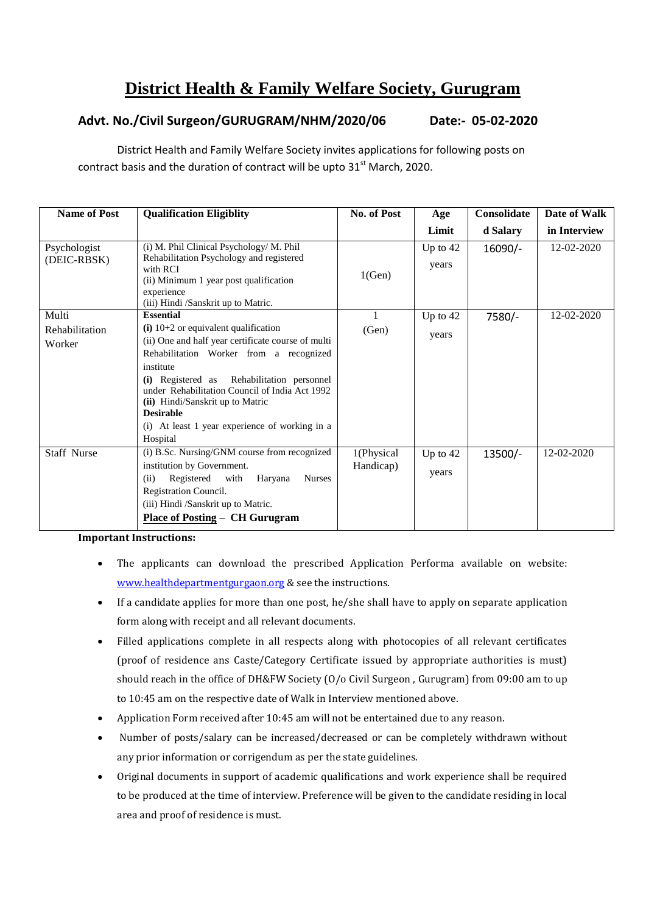# District Health & Family Welfare Society, Gurugram

## Advt. No./Civil Surgeon/GURUGRAM/NHM/2020/06 Date:- 05-02-2020

District Health and Family Welfare Society invites applications for following posts on contract basis and the duration of contract will be upto 31st March, 2020.

| Name of Post | Qualification Eligiblity | No. of Post | Age Limit | Consolidated Salary | Date of Walk in Interview |
|---|---|---|---|---|---|
| Psychologist (DEIC-RBSK) | (i) M. Phil Clinical Psychology/ M. Phil Rehabilitation Psychology and registered with RCI<br>(ii) Minimum 1 year post qualification experience<br>(iii) Hindi /Sanskrit up to Matric. | 1(Gen) | Up to 42 years | 16090/- | 12-02-2020 |
| Multi Rehabilitation Worker | **Essential**<br>**(i)** 10+2 or equivalent qualification<br>(ii) One and half year certificate course of multi Rehabilitation Worker from a recognized institute<br>**(i)** Registered as Rehabilitation personnel under Rehabilitation Council of India Act 1992<br>**(ii)** Hindi/Sanskrit up to Matric<br>**Desirable**<br>(i) At least 1 year experience of working in a Hospital | 1 (Gen) | Up to 42 years | 7580/- | 12-02-2020 |
| Staff Nurse | (i) B.Sc. Nursing/GNM course from recognized institution by Government.<br>(ii) Registered with Haryana Nurses Registration Council.<br>(iii) Hindi /Sanskrit up to Matric.<br>**Place of Posting – CH Gurugram** | 1(Physical Handicap) | Up to 42 years | 13500/- | 12-02-2020 |

**Important Instructions:**

- The applicants can download the prescribed Application Performa available on website: www.healthdepartmentgurgaon.org & see the instructions.
- If a candidate applies for more than one post, he/she shall have to apply on separate application form along with receipt and all relevant documents.
- Filled applications complete in all respects along with photocopies of all relevant certificates (proof of residence ans Caste/Category Certificate issued by appropriate authorities is must) should reach in the office of DH&FW Society (O/o Civil Surgeon , Gurugram) from 09:00 am to up to 10:45 am on the respective date of Walk in Interview mentioned above.
- Application Form received after 10:45 am will not be entertained due to any reason.
- Number of posts/salary can be increased/decreased or can be completely withdrawn without any prior information or corrigendum as per the state guidelines.
- Original documents in support of academic qualifications and work experience shall be required to be produced at the time of interview. Preference will be given to the candidate residing in local area and proof of residence is must.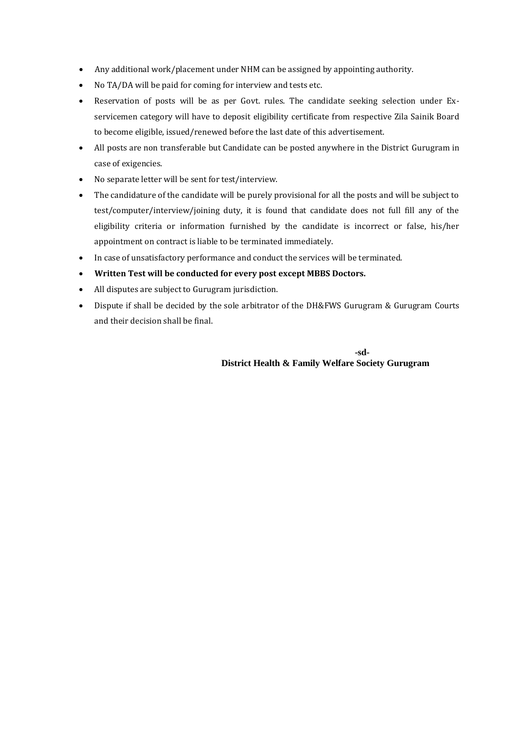- Any additional work/placement under NHM can be assigned by appointing authority.
- No TA/DA will be paid for coming for interview and tests etc.
- Reservation of posts will be as per Govt. rules. The candidate seeking selection under Ex-servicemen category will have to deposit eligibility certificate from respective Zila Sainik Board to become eligible, issued/renewed before the last date of this advertisement.
- All posts are non transferable but Candidate can be posted anywhere in the District Gurugram in case of exigencies.
- No separate letter will be sent for test/interview.
- The candidature of the candidate will be purely provisional for all the posts and will be subject to test/computer/interview/joining duty, it is found that candidate does not full fill any of the eligibility criteria or information furnished by the candidate is incorrect or false, his/her appointment on contract is liable to be terminated immediately.
- In case of unsatisfactory performance and conduct the services will be terminated.
- **Written Test will be conducted for every post except MBBS Doctors.**
- All disputes are subject to Gurugram jurisdiction.
- Dispute if shall be decided by the sole arbitrator of the DH&FWS Gurugram & Gurugram Courts and their decision shall be final.

**-sd-**
**District Health & Family Welfare Society Gurugram**